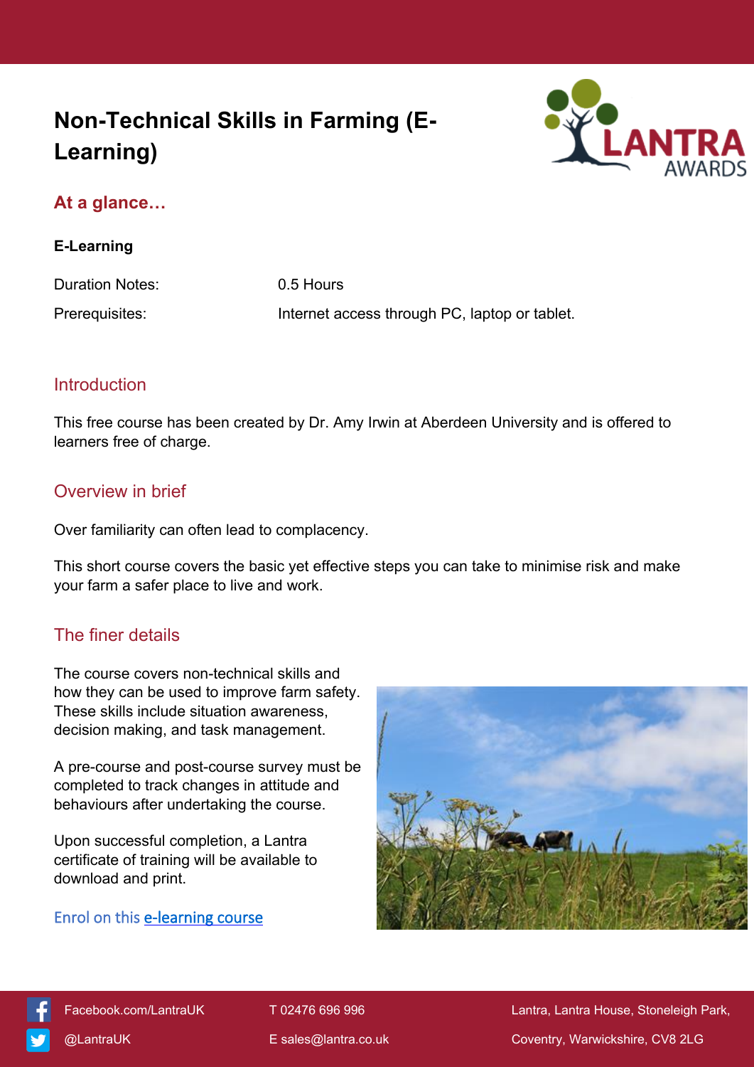# Non-Technical Skills in Farming (E-Learning)

## At a glance…

**E-Learning**

| | |
|---|---|
| Duration Notes: | 0.5 Hours |
| Prerequisites: | Internet access through PC, laptop or tablet. |

## Introduction

This free course has been created by Dr. Amy Irwin at Aberdeen University and is offered to learners free of charge.

## Overview in brief

Over familiarity can often lead to complacency.

This short course covers the basic yet effective steps you can take to minimise risk and make your farm a safer place to live and work.

## The finer details

The course covers non-technical skills and how they can be used to improve farm safety. These skills include situation awareness, decision making, and task management.

A pre-course and post-course survey must be completed to track changes in attitude and behaviours after undertaking the course.

Upon successful completion, a Lantra certificate of training will be available to download and print.

Enrol on this e-learning course

Facebook.com/LantraUK

@LantraUK

T 02476 696 996

E sales@lantra.co.uk

Lantra, Lantra House, Stoneleigh Park, Coventry, Warwickshire, CV8 2LG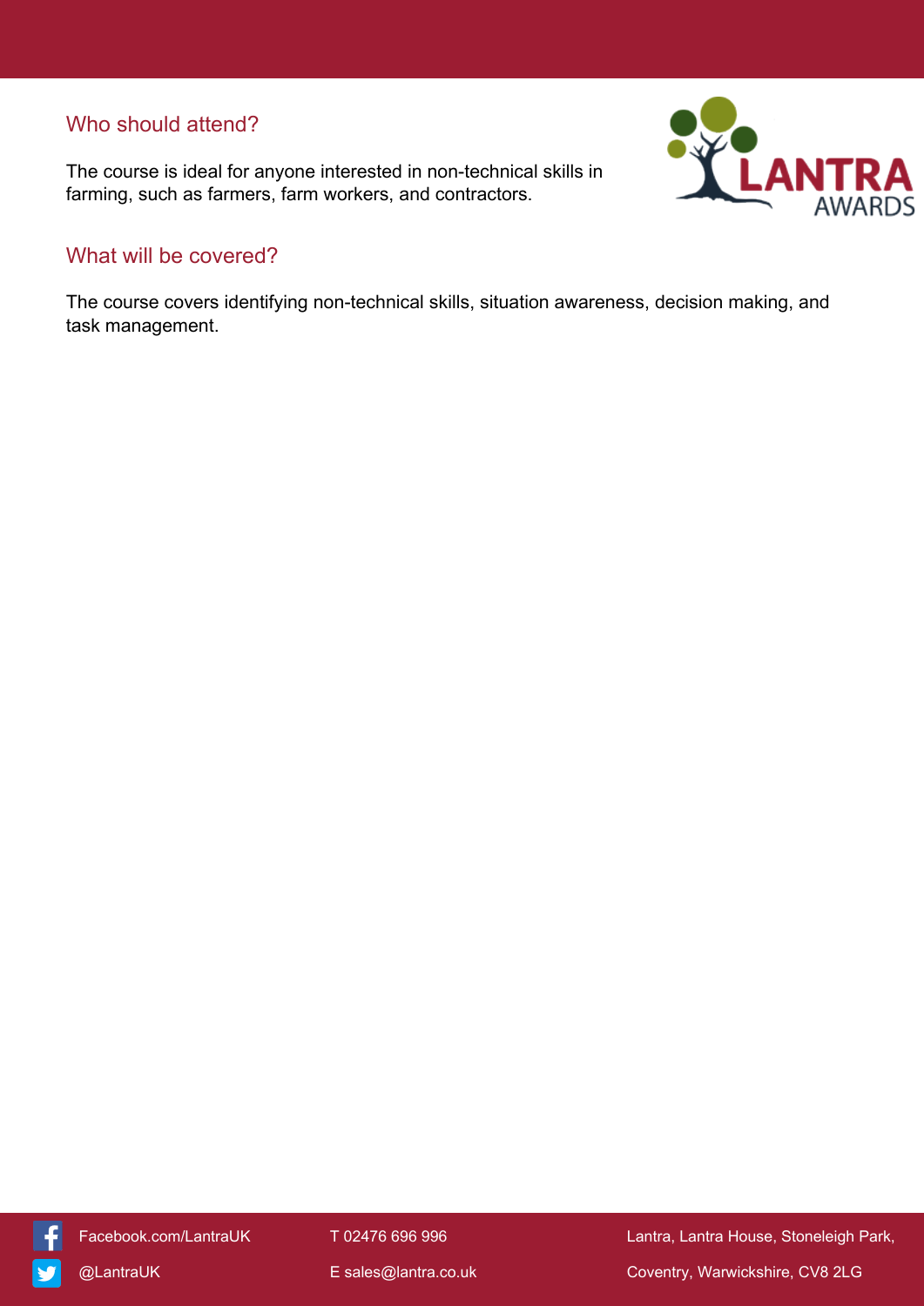## Who should attend?

The course is ideal for anyone interested in non-technical skills in farming, such as farmers, farm workers, and contractors.

## What will be covered?

The course covers identifying non-technical skills, situation awareness, decision making, and task management.

Facebook.com/LantraUK

@LantraUK

T 02476 696 996

E sales@lantra.co.uk

Lantra, Lantra House, Stoneleigh Park,

Coventry, Warwickshire, CV8 2LG